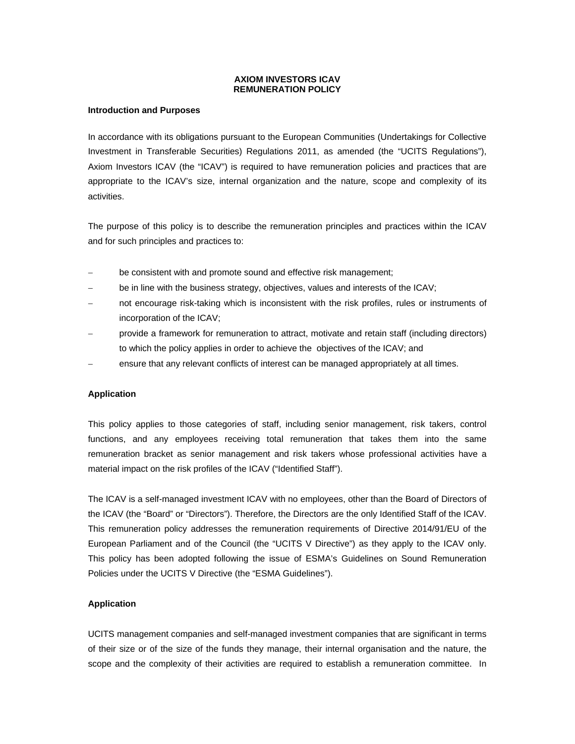**AXIOM INVESTORS ICAV**
**REMUNERATION POLICY**

**Introduction and Purposes**

In accordance with its obligations pursuant to the European Communities (Undertakings for Collective Investment in Transferable Securities) Regulations 2011, as amended (the "UCITS Regulations"), Axiom Investors ICAV (the "ICAV") is required to have remuneration policies and practices that are appropriate to the ICAV's size, internal organization and the nature, scope and complexity of its activities.

The purpose of this policy is to describe the remuneration principles and practices within the ICAV and for such principles and practices to:

- be consistent with and promote sound and effective risk management;
- be in line with the business strategy, objectives, values and interests of the ICAV;
- not encourage risk-taking which is inconsistent with the risk profiles, rules or instruments of incorporation of the ICAV;
- provide a framework for remuneration to attract, motivate and retain staff (including directors) to which the policy applies in order to achieve the objectives of the ICAV; and
- ensure that any relevant conflicts of interest can be managed appropriately at all times.

**Application**

This policy applies to those categories of staff, including senior management, risk takers, control functions, and any employees receiving total remuneration that takes them into the same remuneration bracket as senior management and risk takers whose professional activities have a material impact on the risk profiles of the ICAV ("Identified Staff").

The ICAV is a self-managed investment ICAV with no employees, other than the Board of Directors of the ICAV (the "Board" or "Directors"). Therefore, the Directors are the only Identified Staff of the ICAV. This remuneration policy addresses the remuneration requirements of Directive 2014/91/EU of the European Parliament and of the Council (the "UCITS V Directive") as they apply to the ICAV only. This policy has been adopted following the issue of ESMA's Guidelines on Sound Remuneration Policies under the UCITS V Directive (the "ESMA Guidelines").

**Application**

UCITS management companies and self-managed investment companies that are significant in terms of their size or of the size of the funds they manage, their internal organisation and the nature, the scope and the complexity of their activities are required to establish a remuneration committee. In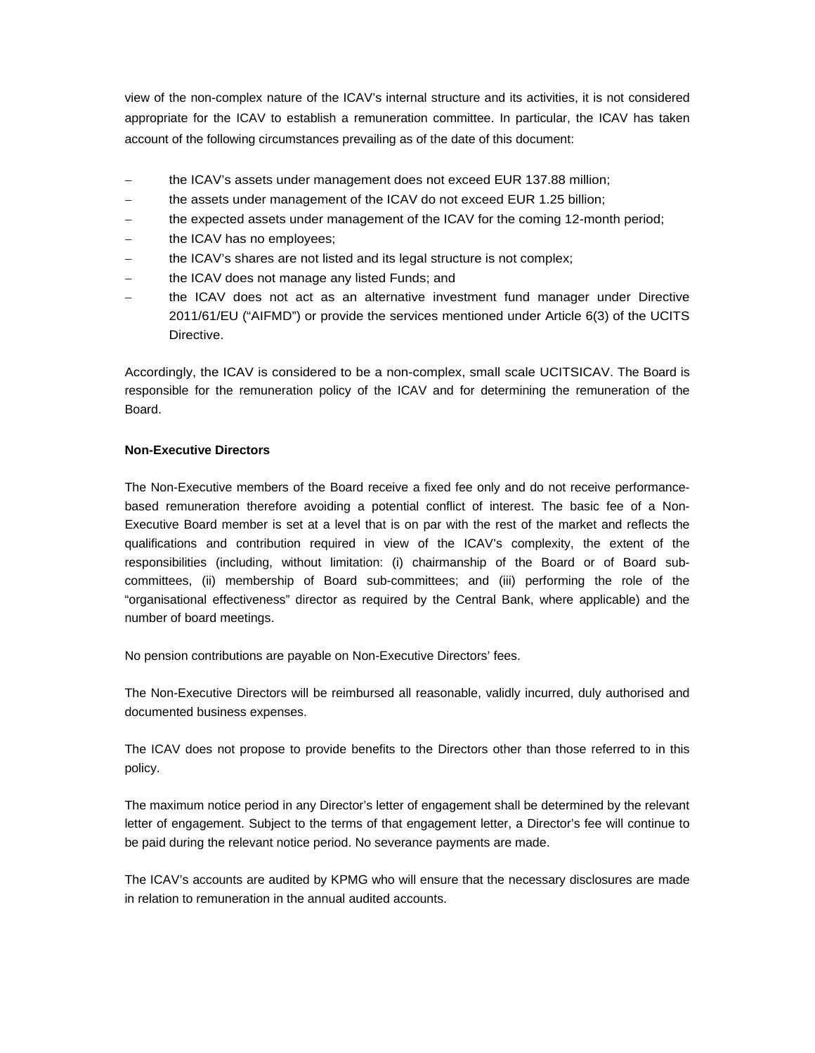view of the non-complex nature of the ICAV's internal structure and its activities, it is not considered appropriate for the ICAV to establish a remuneration committee. In particular, the ICAV has taken account of the following circumstances prevailing as of the date of this document:

- the ICAV's assets under management does not exceed EUR 137.88 million;
- the assets under management of the ICAV do not exceed EUR 1.25 billion;
- the expected assets under management of the ICAV for the coming 12-month period;
- the ICAV has no employees;
- the ICAV's shares are not listed and its legal structure is not complex;
- the ICAV does not manage any listed Funds; and
- the ICAV does not act as an alternative investment fund manager under Directive 2011/61/EU ("AIFMD") or provide the services mentioned under Article 6(3) of the UCITS Directive.

Accordingly, the ICAV is considered to be a non-complex, small scale UCITSICAV. The Board is responsible for the remuneration policy of the ICAV and for determining the remuneration of the Board.

**Non-Executive Directors**

The Non-Executive members of the Board receive a fixed fee only and do not receive performance-based remuneration therefore avoiding a potential conflict of interest. The basic fee of a Non-Executive Board member is set at a level that is on par with the rest of the market and reflects the qualifications and contribution required in view of the ICAV's complexity, the extent of the responsibilities (including, without limitation: (i) chairmanship of the Board or of Board sub-committees, (ii) membership of Board sub-committees; and (iii) performing the role of the "organisational effectiveness" director as required by the Central Bank, where applicable) and the number of board meetings.

No pension contributions are payable on Non-Executive Directors' fees.

The Non-Executive Directors will be reimbursed all reasonable, validly incurred, duly authorised and documented business expenses.

The ICAV does not propose to provide benefits to the Directors other than those referred to in this policy.

The maximum notice period in any Director's letter of engagement shall be determined by the relevant letter of engagement. Subject to the terms of that engagement letter, a Director's fee will continue to be paid during the relevant notice period. No severance payments are made.

The ICAV's accounts are audited by KPMG who will ensure that the necessary disclosures are made in relation to remuneration in the annual audited accounts.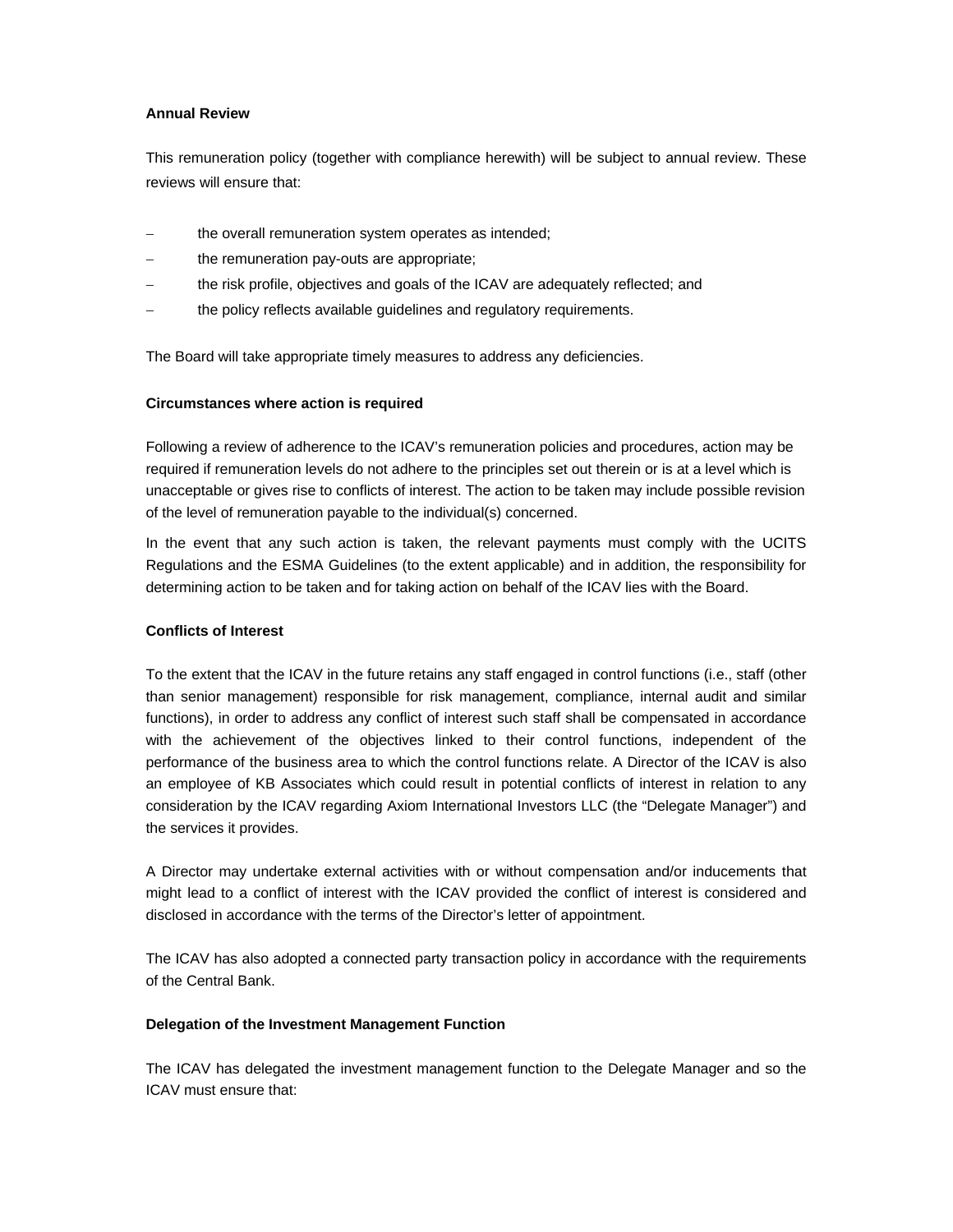**Annual Review**

This remuneration policy (together with compliance herewith) will be subject to annual review. These reviews will ensure that:

- the overall remuneration system operates as intended;
- the remuneration pay-outs are appropriate;
- the risk profile, objectives and goals of the ICAV are adequately reflected; and
- the policy reflects available guidelines and regulatory requirements.

The Board will take appropriate timely measures to address any deficiencies.

**Circumstances where action is required**

Following a review of adherence to the ICAV's remuneration policies and procedures, action may be required if remuneration levels do not adhere to the principles set out therein or is at a level which is unacceptable or gives rise to conflicts of interest. The action to be taken may include possible revision of the level of remuneration payable to the individual(s) concerned.

In the event that any such action is taken, the relevant payments must comply with the UCITS Regulations and the ESMA Guidelines (to the extent applicable) and in addition, the responsibility for determining action to be taken and for taking action on behalf of the ICAV lies with the Board.

**Conflicts of Interest**

To the extent that the ICAV in the future retains any staff engaged in control functions (i.e., staff (other than senior management) responsible for risk management, compliance, internal audit and similar functions), in order to address any conflict of interest such staff shall be compensated in accordance with the achievement of the objectives linked to their control functions, independent of the performance of the business area to which the control functions relate. A Director of the ICAV is also an employee of KB Associates which could result in potential conflicts of interest in relation to any consideration by the ICAV regarding Axiom International Investors LLC (the "Delegate Manager") and the services it provides.

A Director may undertake external activities with or without compensation and/or inducements that might lead to a conflict of interest with the ICAV provided the conflict of interest is considered and disclosed in accordance with the terms of the Director's letter of appointment.

The ICAV has also adopted a connected party transaction policy in accordance with the requirements of the Central Bank.

**Delegation of the Investment Management Function**

The ICAV has delegated the investment management function to the Delegate Manager and so the ICAV must ensure that: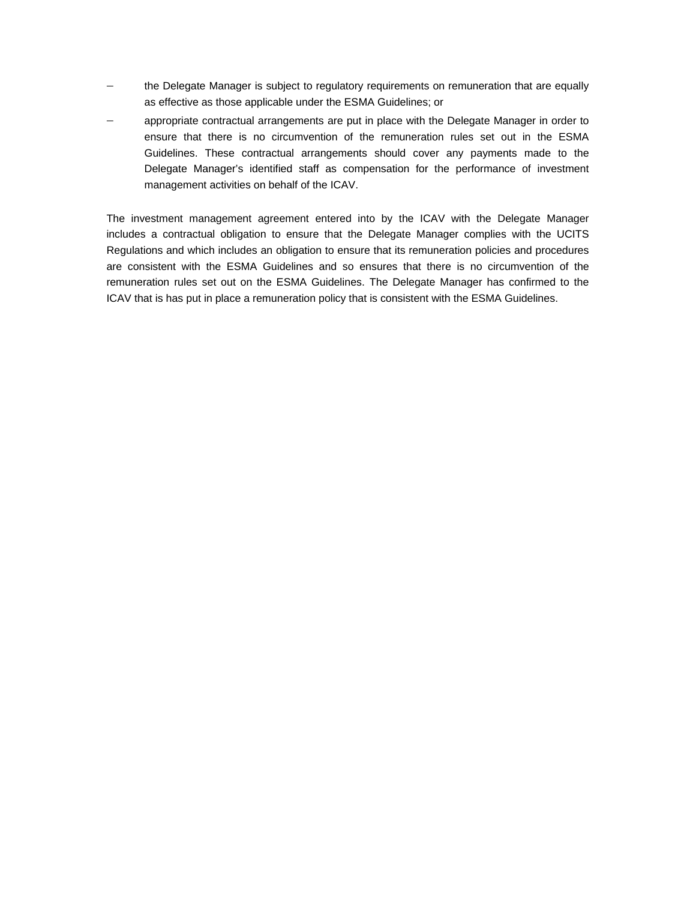- the Delegate Manager is subject to regulatory requirements on remuneration that are equally as effective as those applicable under the ESMA Guidelines; or
- appropriate contractual arrangements are put in place with the Delegate Manager in order to ensure that there is no circumvention of the remuneration rules set out in the ESMA Guidelines. These contractual arrangements should cover any payments made to the Delegate Manager's identified staff as compensation for the performance of investment management activities on behalf of the ICAV.

The investment management agreement entered into by the ICAV with the Delegate Manager includes a contractual obligation to ensure that the Delegate Manager complies with the UCITS Regulations and which includes an obligation to ensure that its remuneration policies and procedures are consistent with the ESMA Guidelines and so ensures that there is no circumvention of the remuneration rules set out on the ESMA Guidelines. The Delegate Manager has confirmed to the ICAV that is has put in place a remuneration policy that is consistent with the ESMA Guidelines.